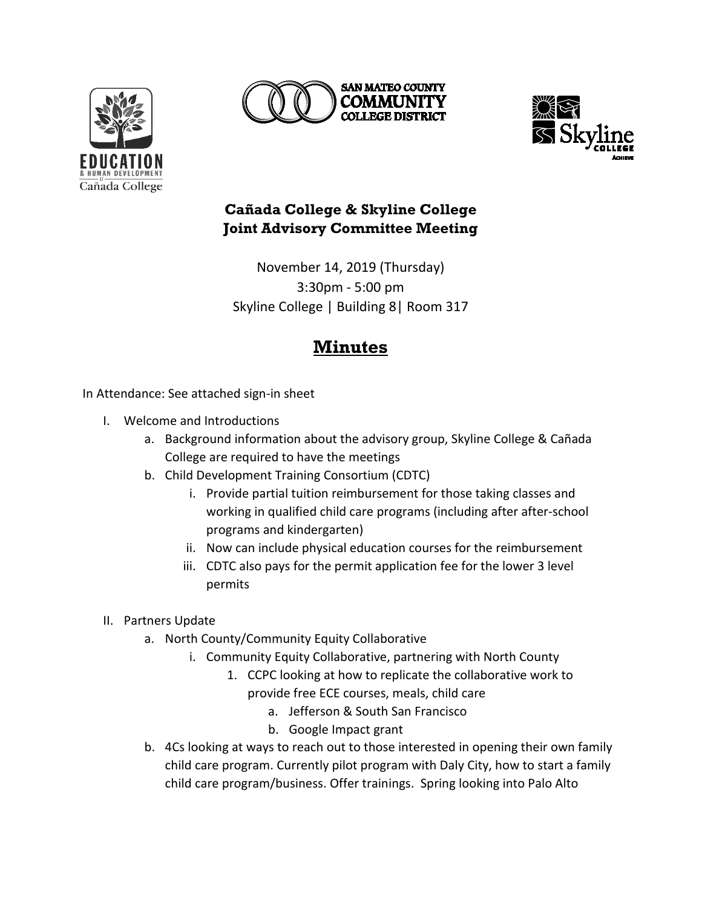**Cañada College & Skyline College**
**Joint Advisory Committee Meeting**

November 14, 2019 (Thursday)
3:30pm - 5:00 pm
Skyline College | Building 8| Room 317

# Minutes

In Attendance: See attached sign-in sheet

I. Welcome and Introductions
   a. Background information about the advisory group, Skyline College & Cañada College are required to have the meetings
   b. Child Development Training Consortium (CDTC)
      i. Provide partial tuition reimbursement for those taking classes and working in qualified child care programs (including after after-school programs and kindergarten)
      ii. Now can include physical education courses for the reimbursement
      iii. CDTC also pays for the permit application fee for the lower 3 level permits

II. Partners Update
   a. North County/Community Equity Collaborative
      i. Community Equity Collaborative, partnering with North County
         1. CCPC looking at how to replicate the collaborative work to provide free ECE courses, meals, child care
            a. Jefferson & South San Francisco
            b. Google Impact grant
   b. 4Cs looking at ways to reach out to those interested in opening their own family child care program. Currently pilot program with Daly City, how to start a family child care program/business. Offer trainings. Spring looking into Palo Alto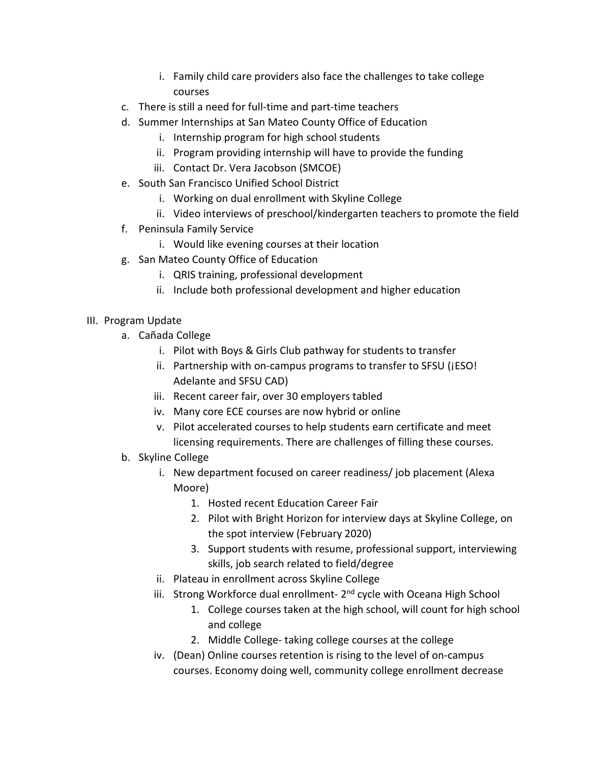i. Family child care providers also face the challenges to take college courses

   c. There is still a need for full-time and part-time teachers
   d. Summer Internships at San Mateo County Office of Education
      i. Internship program for high school students
      ii. Program providing internship will have to provide the funding
      iii. Contact Dr. Vera Jacobson (SMCOE)
   e. South San Francisco Unified School District
      i. Working on dual enrollment with Skyline College
      ii. Video interviews of preschool/kindergarten teachers to promote the field
   f. Peninsula Family Service
      i. Would like evening courses at their location
   g. San Mateo County Office of Education
      i. QRIS training, professional development
      ii. Include both professional development and higher education

III. Program Update
   a. Cañada College
      i. Pilot with Boys & Girls Club pathway for students to transfer
      ii. Partnership with on-campus programs to transfer to SFSU (¡ESO! Adelante and SFSU CAD)
      iii. Recent career fair, over 30 employers tabled
      iv. Many core ECE courses are now hybrid or online
      v. Pilot accelerated courses to help students earn certificate and meet licensing requirements. There are challenges of filling these courses.
   b. Skyline College
      i. New department focused on career readiness/ job placement (Alexa Moore)
         1. Hosted recent Education Career Fair
         2. Pilot with Bright Horizon for interview days at Skyline College, on the spot interview (February 2020)
         3. Support students with resume, professional support, interviewing skills, job search related to field/degree
      ii. Plateau in enrollment across Skyline College
      iii. Strong Workforce dual enrollment- 2nd cycle with Oceana High School
         1. College courses taken at the high school, will count for high school and college
         2. Middle College- taking college courses at the college
      iv. (Dean) Online courses retention is rising to the level of on-campus courses. Economy doing well, community college enrollment decrease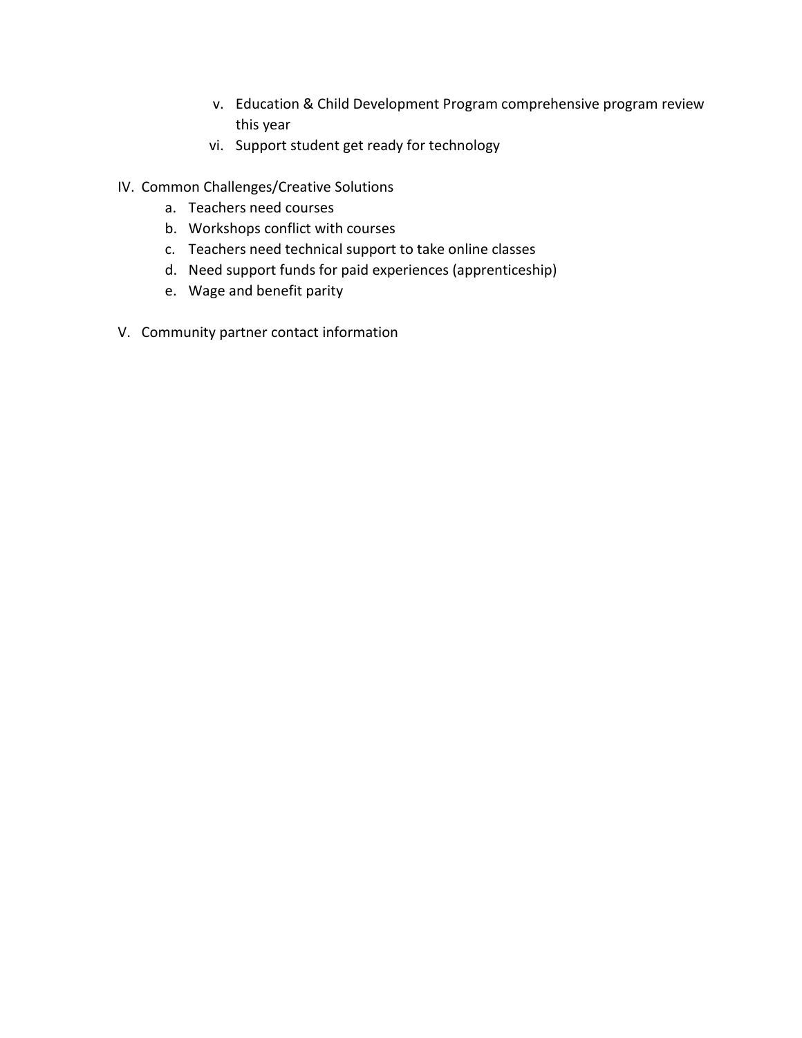v. Education & Child Development Program comprehensive program review this year
   vi. Support student get ready for technology

IV. Common Challenges/Creative Solutions
   a. Teachers need courses
   b. Workshops conflict with courses
   c. Teachers need technical support to take online classes
   d. Need support funds for paid experiences (apprenticeship)
   e. Wage and benefit parity

V. Community partner contact information